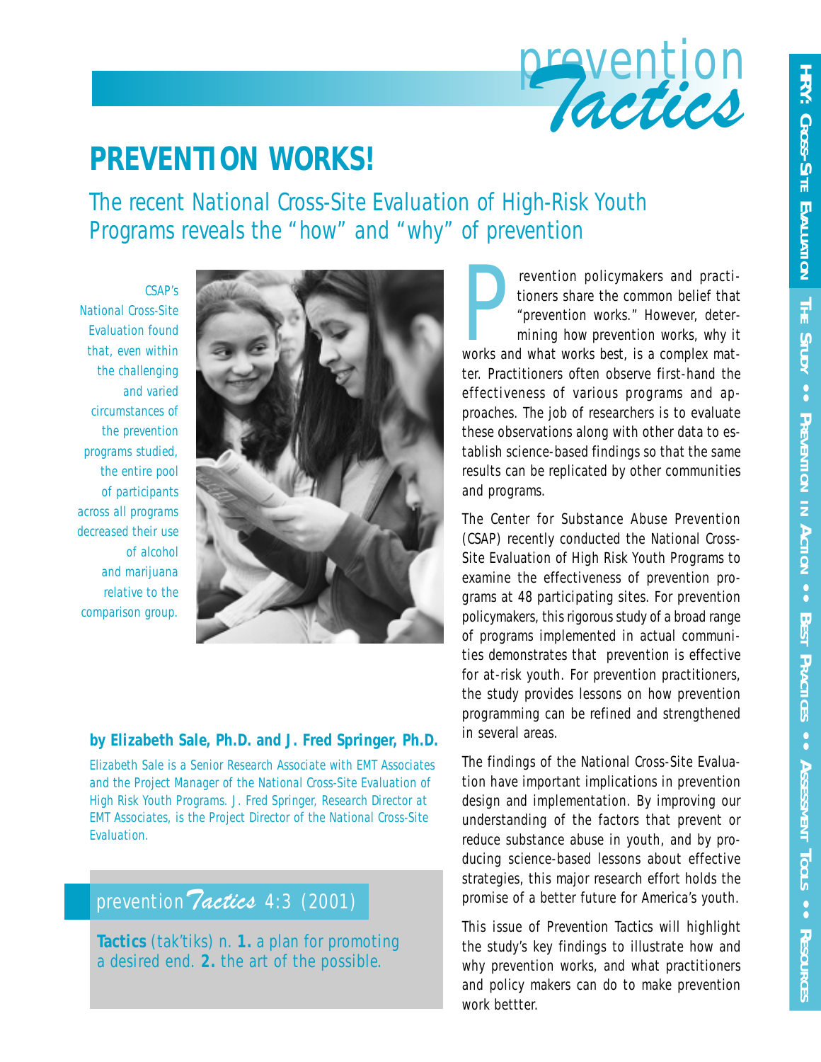prevention *Tactics*

# PREVENTION WORKS!

## The recent National Cross-Site Evaluation of High-Risk Youth Programs reveals the "how" and "why" of prevention

*CSAP's National Cross-Site Evaluation found that, even within the challenging and varied circumstances of the prevention programs studied, the entire pool of participants across all programs decreased their use of alcohol and marijuana relative to the comparison group.*

**by Elizabeth Sale, Ph.D. and J. Fred Springer, Ph.D.**

Elizabeth Sale is a Senior Research Associate with EMT Associates and the Project Manager of the National Cross-Site Evaluation of High Risk Youth Programs. J. Fred Springer, Research Director at EMT Associates, is the Project Director of the National Cross-Site Evaluation.

prevention *Tactics* 4:3 (2001)

**Tactics** (tak'tiks) n. **1.** a plan for promoting a desired end. **2.** the art of the possible.

Prevention policymakers and practitioners share the common belief that "prevention works." However, determining how prevention works, why it works and what works best, is a complex matter. Practitioners often observe first-hand the effectiveness of various programs and approaches. The job of researchers is to evaluate these observations along with other data to establish science-based findings so that the same results can be replicated by other communities and programs.

The Center for Substance Abuse Prevention (CSAP) recently conducted the National Cross-Site Evaluation of High Risk Youth Programs to examine the effectiveness of prevention programs at 48 participating sites. For prevention policymakers, this rigorous study of a broad range of programs implemented in actual communities demonstrates that prevention is effective for at-risk youth. For prevention practitioners, the study provides lessons on how prevention programming can be refined and strengthened in several areas.

The findings of the National Cross-Site Evaluation have important implications in prevention design and implementation. By improving our understanding of the factors that prevent or reduce substance abuse in youth, and by producing science-based lessons about effective strategies, this major research effort holds the promise of a better future for America's youth.

This issue of Prevention Tactics will highlight the study's key findings to illustrate how and why prevention works, and what practitioners and policy makers can do to make prevention work bettter.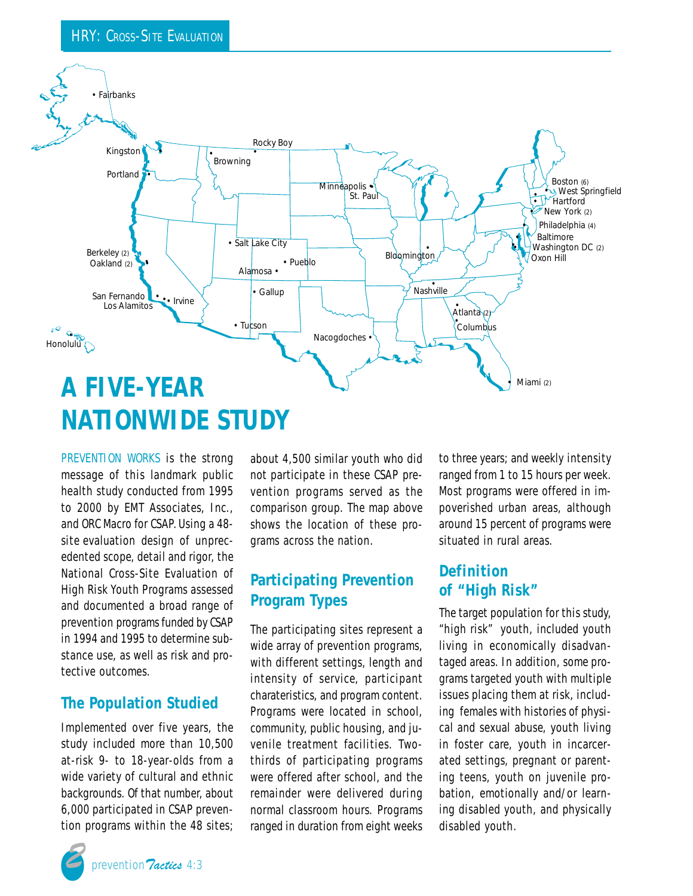# A FIVE-YEAR NATIONWIDE STUDY

PREVENTION WORKS is the strong message of this landmark public health study conducted from 1995 to 2000 by EMT Associates, Inc., and ORC Macro for CSAP. Using a 48-site evaluation design of unprecedented scope, detail and rigor, the National Cross-Site Evaluation of High Risk Youth Programs assessed and documented a broad range of prevention programs funded by CSAP in 1994 and 1995 to determine substance use, as well as risk and protective outcomes.

## The Population Studied

Implemented over five years, the study included more than 10,500 at-risk 9- to 18-year-olds from a wide variety of cultural and ethnic backgrounds. Of that number, about 6,000 participated in CSAP prevention programs within the 48 sites; about 4,500 similar youth who did not participate in these CSAP prevention programs served as the comparison group. The map above shows the location of these programs across the nation.

## Participating Prevention Program Types

The participating sites represent a wide array of prevention programs, with different settings, length and intensity of service, participant charateristics, and program content. Programs were located in school, community, public housing, and juvenile treatment facilities. Two-thirds of participating programs were offered after school, and the remainder were delivered during normal classroom hours. Programs ranged in duration from eight weeks to three years; and weekly intensity ranged from 1 to 15 hours per week. Most programs were offered in impoverished urban areas, although around 15 percent of programs were situated in rural areas.

## Definition of "High Risk"

The target population for this study, "high risk" youth, included youth living in economically disadvantaged areas. In addition, some programs targeted youth with multiple issues placing them at risk, including females with histories of physical and sexual abuse, youth living in foster care, youth in incarcerated settings, pregnant or parenting teens, youth on juvenile probation, emotionally and/or learning disabled youth, and physically disabled youth.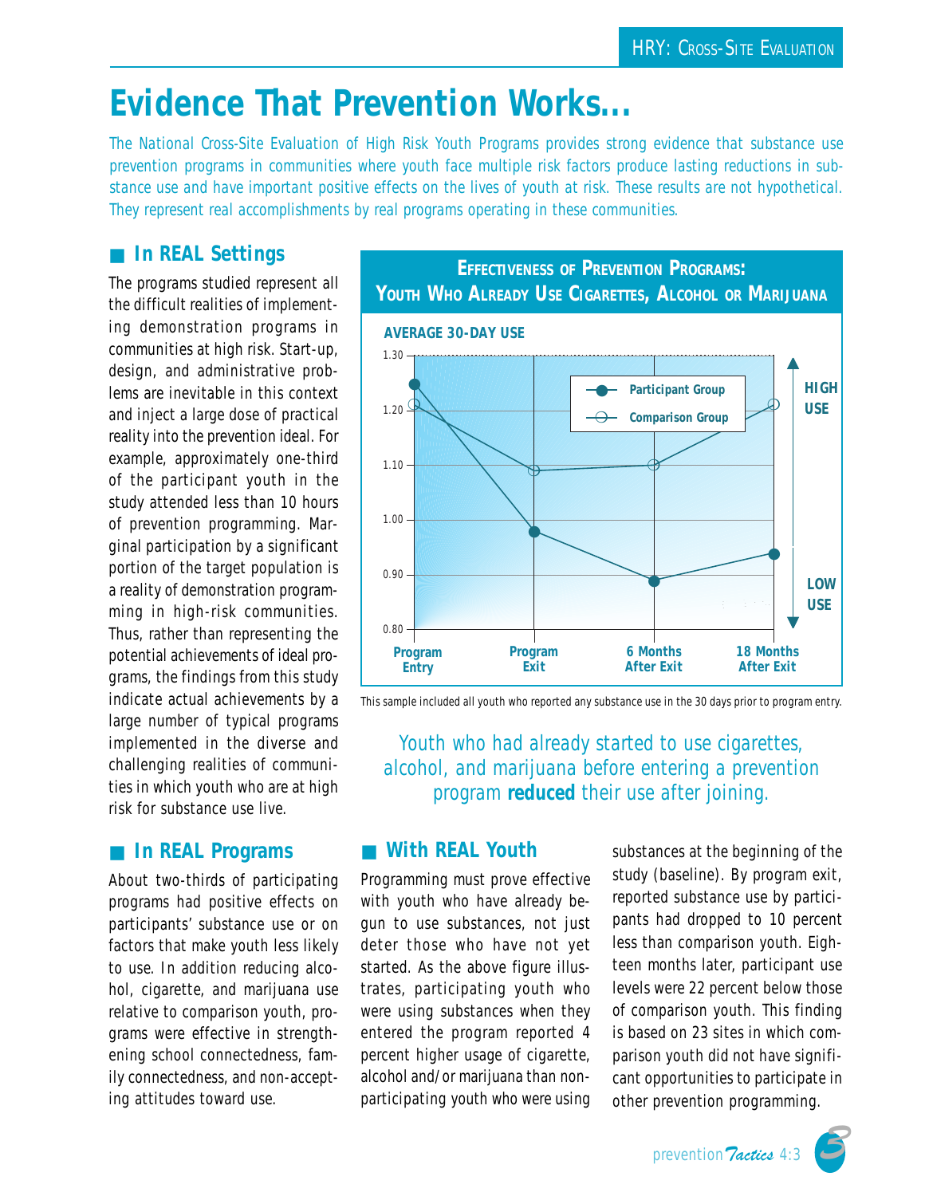// HRY: Cross-Site Evaluation is a running header; omit.

# Evidence That Prevention Works...

The National Cross-Site Evaluation of High Risk Youth Programs provides strong evidence that substance use prevention programs in communities where youth face multiple risk factors produce lasting reductions in substance use and have important positive effects on the lives of youth at risk. These results are not hypothetical. They represent real accomplishments by real programs operating in these communities.

## ■ In REAL Settings

The programs studied represent all the difficult realities of implementing demonstration programs in communities at high risk. Start-up, design, and administrative problems are inevitable in this context and inject a large dose of practical reality into the prevention ideal. For example, approximately one-third of the participant youth in the study attended less than 10 hours of prevention programming. Marginal participation by a significant portion of the target population is a reality of demonstration programming in high-risk communities. Thus, rather than representing the potential achievements of ideal programs, the findings from this study indicate actual achievements by a large number of typical programs implemented in the diverse and challenging realities of communities in which youth who are at high risk for substance use live.

## ■ In REAL Programs

About two-thirds of participating programs had positive effects on participants' substance use or on factors that make youth less likely to use. In addition reducing alcohol, cigarette, and marijuana use relative to comparison youth, programs were effective in strengthening school connectedness, family connectedness, and non-accepting attitudes toward use.

**EFFECTIVENESS OF PREVENTION PROGRAMS: YOUTH WHO ALREADY USE CIGARETTES, ALCOHOL OR MARIJUANA**

AVERAGE 30-DAY USE

| | Program Entry | Program Exit | 6 Months After Exit | 18 Months After Exit |
|---|---|---|---|---|
| Participant Group | 1.25 | 0.98 | 0.89 | 0.94 |
| Comparison Group | 1.21 | 1.09 | 1.10 | 1.21 |

This sample included all youth who reported any substance use in the 30 days prior to program entry.

Youth who had already started to use cigarettes, alcohol, and marijuana before entering a prevention program **reduced** their use after joining.

## ■ With REAL Youth

Programming must prove effective with youth who have already begun to use substances, not just deter those who have not yet started. As the above figure illustrates, participating youth who were using substances when they entered the program reported 4 percent higher usage of cigarette, alcohol and/or marijuana than non-participating youth who were using substances at the beginning of the study (baseline). By program exit, reported substance use by participants had dropped to 10 percent less than comparison youth. Eighteen months later, participant use levels were 22 percent below those of comparison youth. This finding is based on 23 sites in which comparison youth did not have significant opportunities to participate in other prevention programming.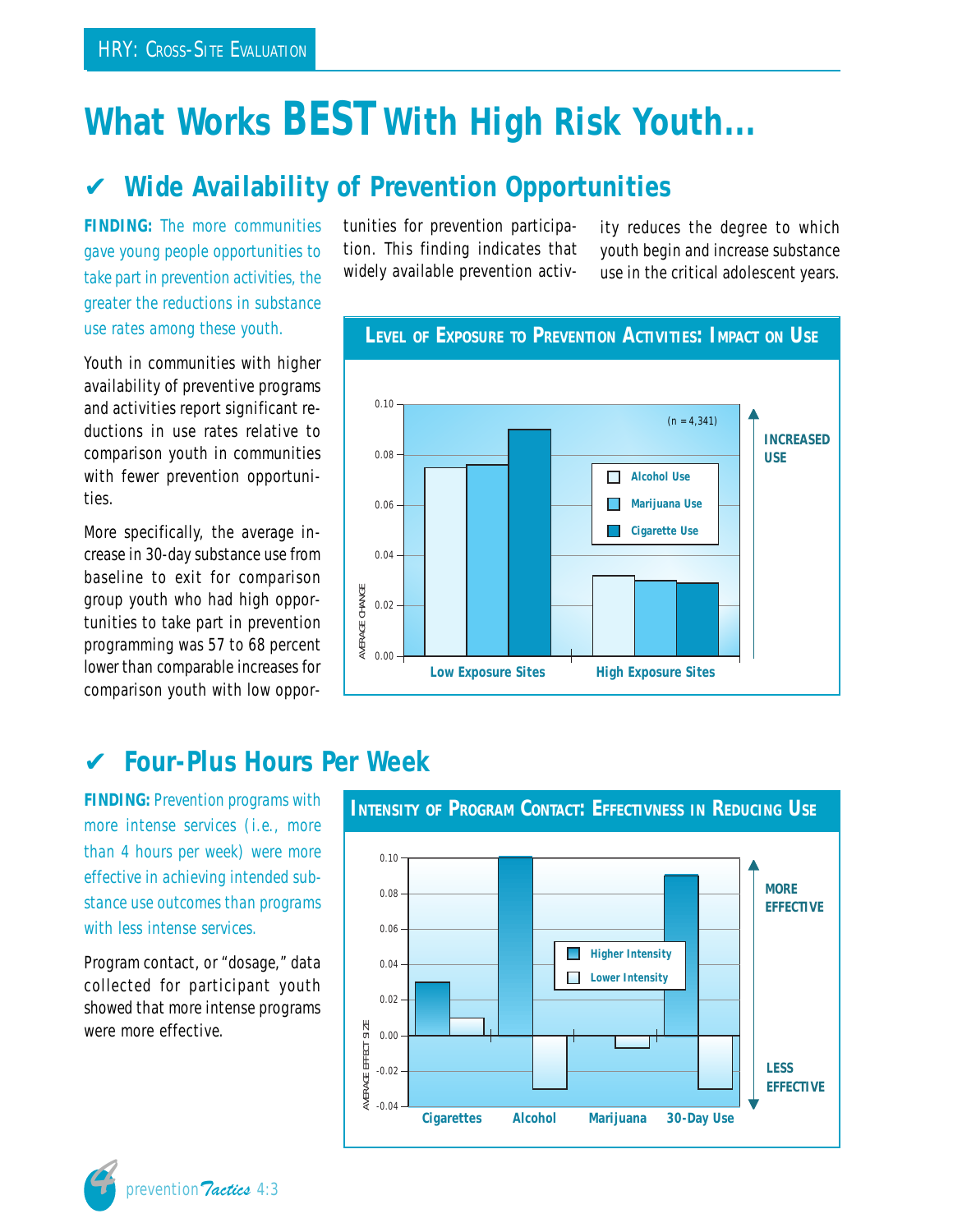# What Works BEST With High Risk Youth...

## ✔ Wide Availability of Prevention Opportunities

**FINDING:** The more communities gave young people opportunities to take part in prevention activities, the greater the reductions in substance use rates among these youth.

Youth in communities with higher availability of preventive programs and activities report significant reductions in use rates relative to comparison youth in communities with fewer prevention opportunities.

More specifically, the average increase in 30-day substance use from baseline to exit for comparison group youth who had high opportunities to take part in prevention programming was 57 to 68 percent lower than comparable increases for comparison youth with low opportunities for prevention participation. This finding indicates that widely available prevention activity reduces the degree to which youth begin and increase substance use in the critical adolescent years.

**LEVEL OF EXPOSURE TO PREVENTION ACTIVITIES: IMPACT ON USE**

(n = 4,341)

| | Alcohol Use | Marijuana Use | Cigarette Use |
|---|---|---|---|
| Low Exposure Sites | 0.075 | 0.076 | 0.09 |
| High Exposure Sites | 0.032 | 0.03 | 0.029 |

Y-axis: AVERAGE CHANGE (↑ INCREASED USE)

## ✔ Four-Plus Hours Per Week

**FINDING:** Prevention programs with more intense services (i.e., more than 4 hours per week) were more effective in achieving intended substance use outcomes than programs with less intense services.

Program contact, or "dosage," data collected for participant youth showed that more intense programs were more effective.

**INTENSITY OF PROGRAM CONTACT: EFFECTIVNESS IN REDUCING USE**

| | Higher Intensity | Lower Intensity |
|---|---|---|
| Cigarettes | 0.03 | 0.01 |
| Alcohol | 0.10 | -0.03 |
| Marijuana | 0.00 | -0.007 |
| 30-Day Use | 0.09 | -0.03 |

Y-axis: AVERAGE EFFECT SIZE (↑ MORE EFFECTIVE, ↓ LESS EFFECTIVE)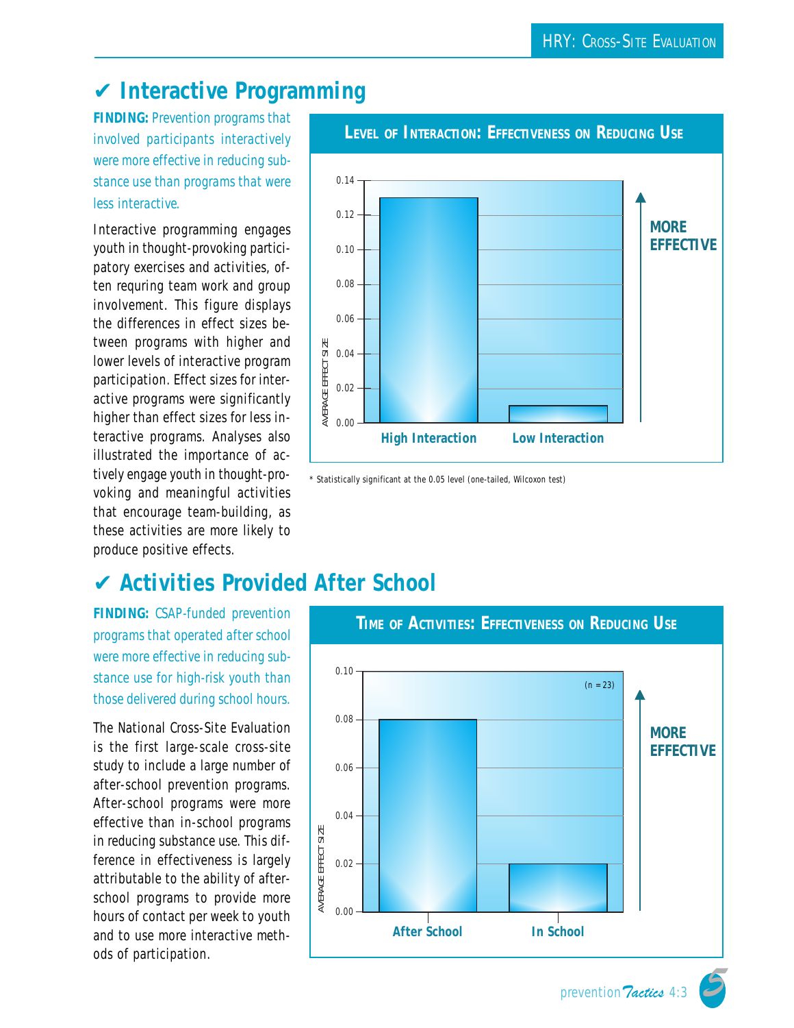## ✔ Interactive Programming

**FINDING:** Prevention programs that involved participants interactively were more effective in reducing substance use than programs that were less interactive.

Interactive programming engages youth in thought-provoking participatory exercises and activities, often requring team work and group involvement. This figure displays the differences in effect sizes between programs with higher and lower levels of interactive program participation. Effect sizes for interactive programs were significantly higher than effect sizes for less interactive programs. Analyses also illustrated the importance of actively engage youth in thought-provoking and meaningful activities that encourage team-building, as these activities are more likely to produce positive effects.

**LEVEL OF INTERACTION: EFFECTIVENESS ON REDUCING USE**

| | Average Effect Size |
|---|---|
| High Interaction | 0.13 |
| Low Interaction | 0.01 |

\* Statistically significant at the 0.05 level (one-tailed, Wilcoxon test)

## ✔ Activities Provided After School

**FINDING:** CSAP-funded prevention programs that operated after school were more effective in reducing substance use for high-risk youth than those delivered during school hours.

The National Cross-Site Evaluation is the first large-scale cross-site study to include a large number of after-school prevention programs. After-school programs were more effective than in-school programs in reducing substance use. This difference in effectiveness is largely attributable to the ability of after-school programs to provide more hours of contact per week to youth and to use more interactive methods of participation.

**TIME OF ACTIVITIES: EFFECTIVENESS ON REDUCING USE**

(n = 23)

| | Average Effect Size |
|---|---|
| After School | 0.08 |
| In School | 0.02 |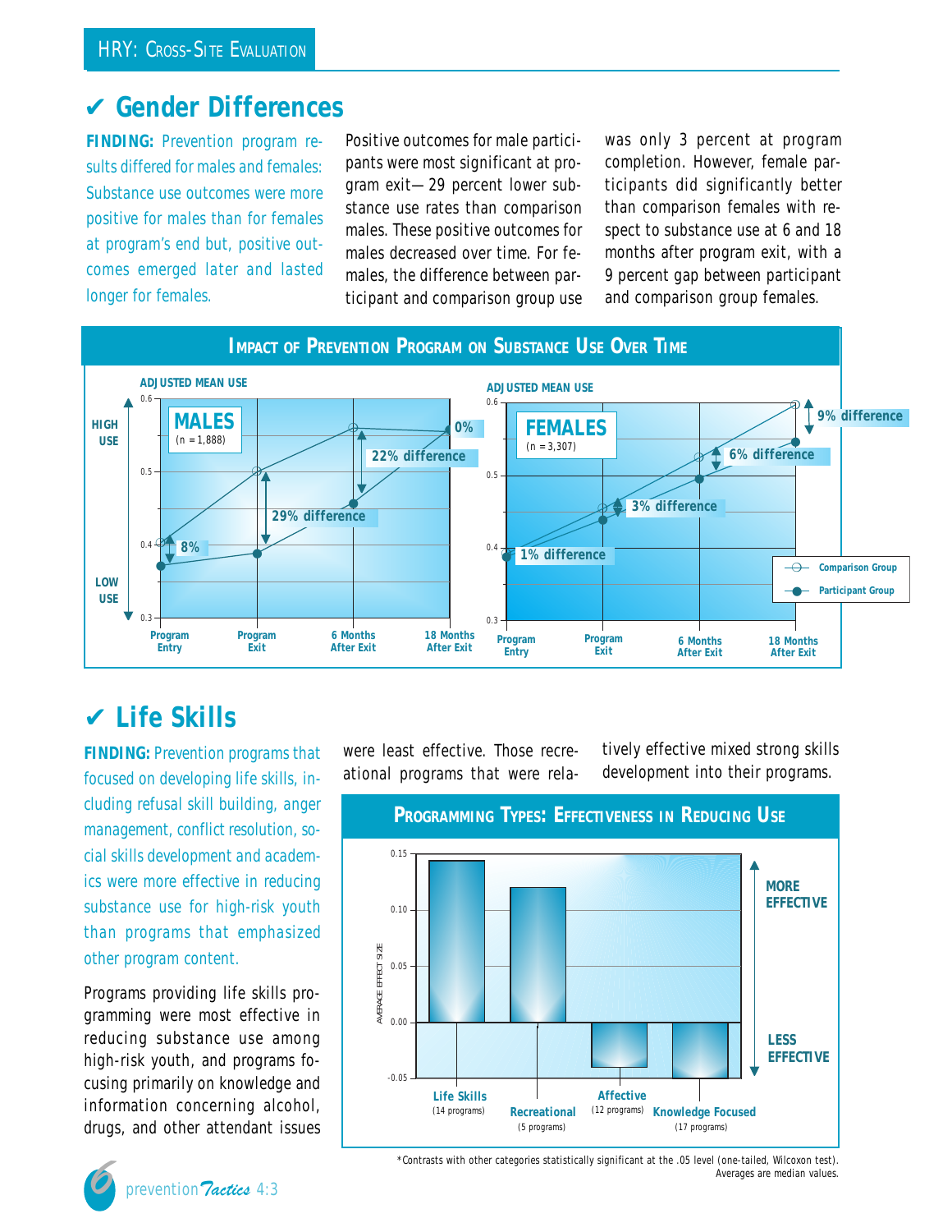## ✔ Gender Differences

**FINDING:** Prevention program results differed for males and females: Substance use outcomes were more positive for males than for females at program's end but, positive outcomes emerged later and lasted longer for females.

Positive outcomes for male participants were most significant at program exit—29 percent lower substance use rates than comparison males. These positive outcomes for males decreased over time. For females, the difference between participant and comparison group use was only 3 percent at program completion. However, female participants did significantly better than comparison females with respect to substance use at 6 and 18 months after program exit, with a 9 percent gap between participant and comparison group females.

**IMPACT OF PREVENTION PROGRAM ON SUBSTANCE USE OVER TIME**

MALES (n = 1,888)

| | Program Entry | Program Exit | 6 Months After Exit | 18 Months After Exit |
|---|---|---|---|---|
| Difference | 8% | 29% difference | 22% difference | 0% |

FEMALES (n = 3,307)

| | Program Entry | Program Exit | 6 Months After Exit | 18 Months After Exit |
|---|---|---|---|---|
| Difference | 1% difference | 3% difference | 6% difference | 9% difference |

Adjusted mean use (0.3 = Low Use, 0.6 = High Use); Comparison Group vs. Participant Group

## ✔ Life Skills

**FINDING:** Prevention programs that focused on developing life skills, including refusal skill building, anger management, conflict resolution, social skills development and academics were more effective in reducing substance use for high-risk youth than programs that emphasized other program content.

Programs providing life skills programming were most effective in reducing substance use among high-risk youth, and programs focusing primarily on knowledge and information concerning alcohol, drugs, and other attendant issues were least effective. Those recreational programs that were relatively effective mixed strong skills development into their programs.

**PROGRAMMING TYPES: EFFECTIVENESS IN REDUCING USE**

| Program Type | Average Effect Size (approx.) |
|---|---|
| Life Skills (14 programs) | 0.14 |
| Recreational (5 programs) | 0.12 |
| Affective (12 programs) | -0.04 |
| Knowledge Focused (17 programs) | -0.05 |

*Contrasts with other categories statistically significant at the .05 level (one-tailed, Wilcoxon test). Averages are median values.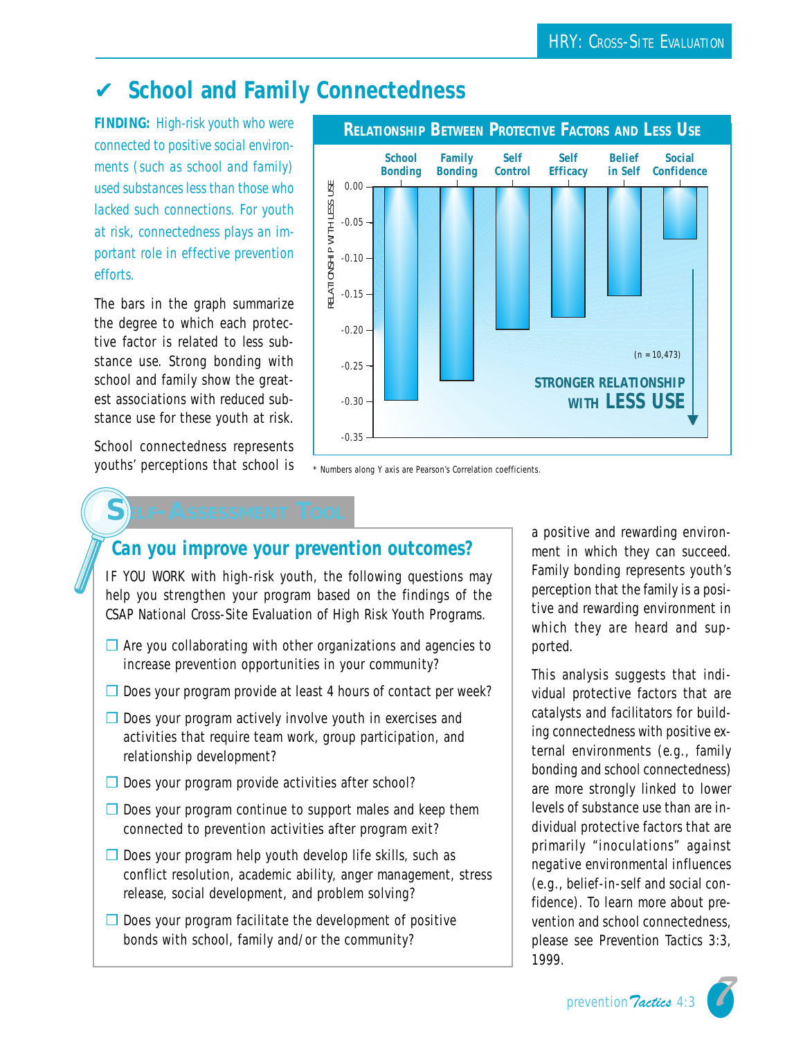## ✔ School and Family Connectedness

**FINDING:** High-risk youth who were connected to positive social environments (such as school and family) used substances less than those who lacked such connections. For youth at risk, connectedness plays an important role in effective prevention efforts.

The bars in the graph summarize the degree to which each protective factor is related to less substance use. Strong bonding with school and family show the greatest associations with reduced substance use for these youth at risk.

School connectedness represents youths' perceptions that school is a positive and rewarding environment in which they can succeed. Family bonding represents youth's perception that the family is a positive and rewarding environment in which they are heard and supported.

This analysis suggests that individual protective factors that are catalysts and facilitators for building connectedness with positive external environments (e.g., family bonding and school connectedness) are more strongly linked to lower levels of substance use than are individual protective factors that are primarily "inoculations" against negative environmental influences (e.g., belief-in-self and social confidence). To learn more about prevention and school connectedness, please see Prevention Tactics 3:3, 1999.

**RELATIONSHIP BETWEEN PROTECTIVE FACTORS AND LESS USE**

| Protective Factor | Relationship with Less Use* (approx.) |
|---|---|
| School Bonding | -0.30 |
| Family Bonding | -0.27 |
| Self Control | -0.20 |
| Self Efficacy | -0.18 |
| Belief in Self | -0.15 |
| Social Confidence | -0.07 |

(n = 10,473)

STRONGER RELATIONSHIP WITH LESS USE

\* Numbers along Y axis are Pearson's Correlation coefficients.

### Self-Assessment Tool

### Can you improve your prevention outcomes?

IF YOU WORK with high-risk youth, the following questions may help you strengthen your program based on the findings of the CSAP National Cross-Site Evaluation of High Risk Youth Programs.

- ☐ Are you collaborating with other organizations and agencies to increase prevention opportunities in your community?
- ☐ Does your program provide at least 4 hours of contact per week?
- ☐ Does your program actively involve youth in exercises and activities that require team work, group participation, and relationship development?
- ☐ Does your program provide activities after school?
- ☐ Does your program continue to support males and keep them connected to prevention activities after program exit?
- ☐ Does your program help youth develop life skills, such as conflict resolution, academic ability, anger management, stress release, social development, and problem solving?
- ☐ Does your program facilitate the development of positive bonds with school, family and/or the community?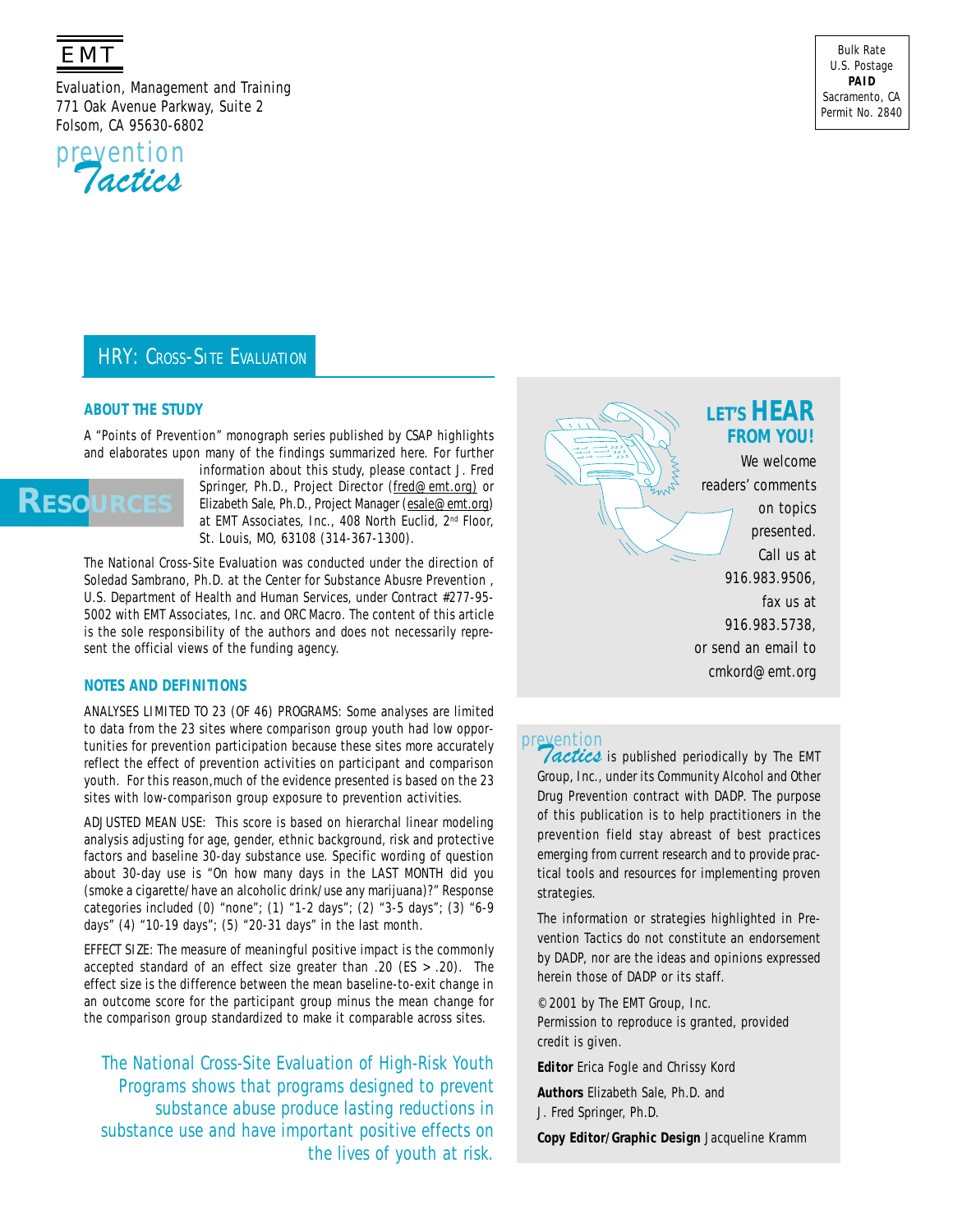EMT

Evaluation, Management and Training
771 Oak Avenue Parkway, Suite 2
Folsom, CA 95630-6802

prevention *Tactics*

Bulk Rate
U.S. Postage
**PAID**
Sacramento, CA
Permit No. 2840

## HRY: Cross-Site Evaluation

## Resources

### ABOUT THE STUDY

A "Points of Prevention" monograph series published by CSAP highlights and elaborates upon many of the findings summarized here. For further information about this study, please contact J. Fred Springer, Ph.D., Project Director (fred@emt.org) or Elizabeth Sale, Ph.D., Project Manager (esale@emt.org) at EMT Associates, Inc., 408 North Euclid, 2nd Floor, St. Louis, MO, 63108 (314-367-1300).

The National Cross-Site Evaluation was conducted under the direction of Soledad Sambrano, Ph.D. at the Center for Substance Abusre Prevention , U.S. Department of Health and Human Services, under Contract #277-95-5002 with EMT Associates, Inc. and ORC Macro. The content of this article is the sole responsibility of the authors and does not necessarily represent the official views of the funding agency.

### NOTES AND DEFINITIONS

ANALYSES LIMITED TO 23 (OF 46) PROGRAMS: Some analyses are limited to data from the 23 sites where comparison group youth had low opportunities for prevention participation because these sites more accurately reflect the effect of prevention activities on participant and comparison youth. For this reason,much of the evidence presented is based on the 23 sites with low-comparison group exposure to prevention activities.

ADJUSTED MEAN USE: This score is based on hierarchal linear modeling analysis adjusting for age, gender, ethnic background, risk and protective factors and baseline 30-day substance use. Specific wording of question about 30-day use is "On how many days in the LAST MONTH did you (smoke a cigarette/have an alcoholic drink/use any marijuana)?" Response categories included (0) "none"; (1) "1-2 days"; (2) "3-5 days"; (3) "6-9 days" (4) "10-19 days"; (5) "20-31 days" in the last month.

EFFECT SIZE: The measure of meaningful positive impact is the commonly accepted standard of an effect size greater than .20 (ES > .20). The effect size is the difference between the mean baseline-to-exit change in an outcome score for the participant group minus the mean change for the comparison group standardized to make it comparable across sites.

The National Cross-Site Evaluation of High-Risk Youth Programs shows that programs designed to prevent substance abuse produce lasting reductions in substance use and have important positive effects on the lives of youth at risk.

## LET'S HEAR FROM YOU!

We welcome readers' comments on topics presented. Call us at 916.983.9506, fax us at 916.983.5738, or send an email to cmkord@emt.org

prevention *Tactics* is published periodically by The EMT Group, Inc., under its Community Alcohol and Other Drug Prevention contract with DADP. The purpose of this publication is to help practitioners in the prevention field stay abreast of best practices emerging from current research and to provide practical tools and resources for implementing proven strategies.

The information or strategies highlighted in Prevention Tactics do not constitute an endorsement by DADP, nor are the ideas and opinions expressed herein those of DADP or its staff.

©2001 by The EMT Group, Inc.
Permission to reproduce is granted, provided credit is given.

**Editor** Erica Fogle and Chrissy Kord

**Authors** Elizabeth Sale, Ph.D. and J. Fred Springer, Ph.D.

**Copy Editor/Graphic Design** Jacqueline Kramm